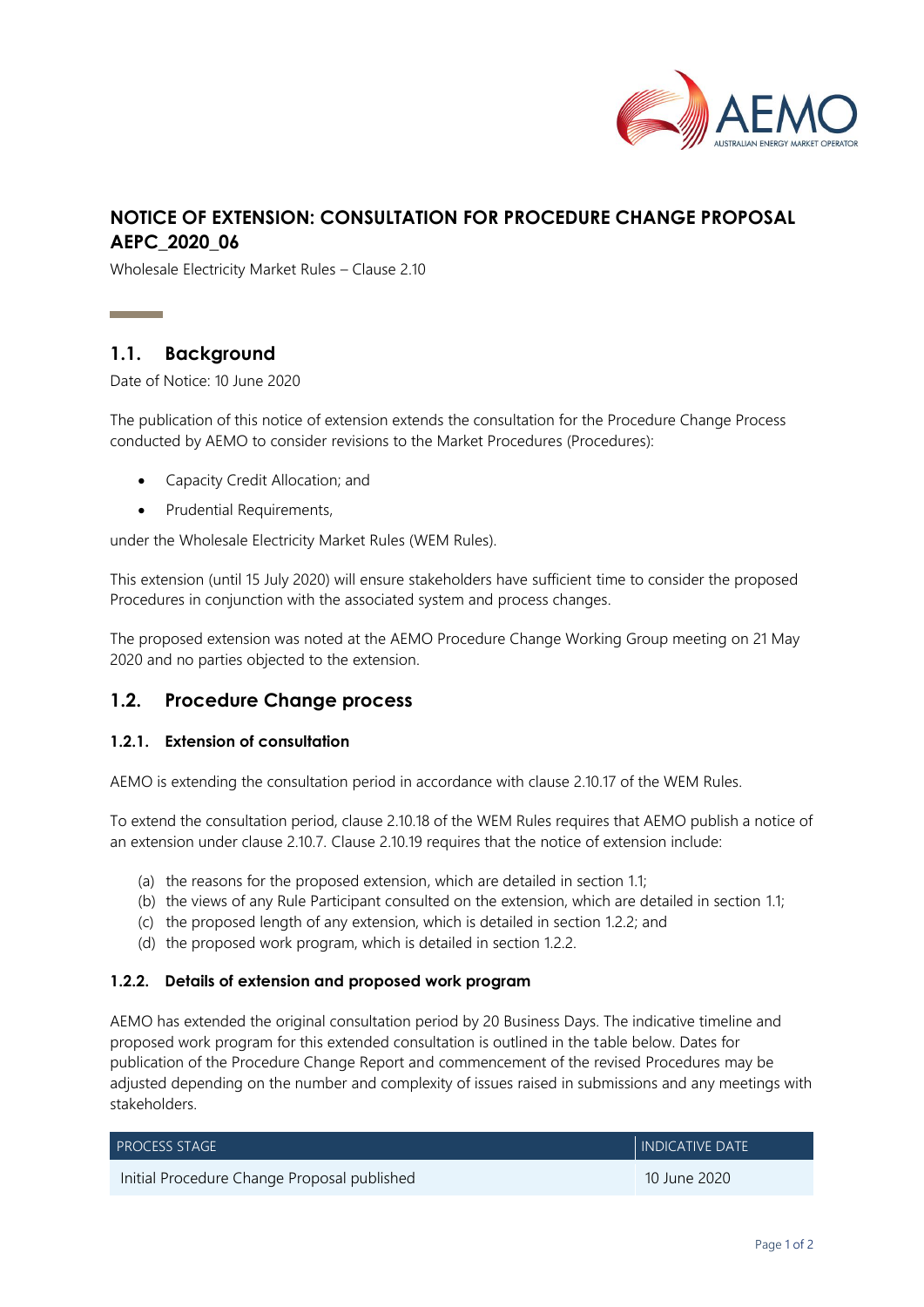# NOTICE OF EXTENSION: CONSULTATION FOR PROCEDURE CHANGE PROPOSAL AEPC_2020_06

Wholesale Electricity Market Rules – Clause 2.10

## 1.1. Background

Date of Notice: 10 June 2020

The publication of this notice of extension extends the consultation for the Procedure Change Process conducted by AEMO to consider revisions to the Market Procedures (Procedures):

- Capacity Credit Allocation; and
- Prudential Requirements,

under the Wholesale Electricity Market Rules (WEM Rules).

This extension (until 15 July 2020) will ensure stakeholders have sufficient time to consider the proposed Procedures in conjunction with the associated system and process changes.

The proposed extension was noted at the AEMO Procedure Change Working Group meeting on 21 May 2020 and no parties objected to the extension.

## 1.2. Procedure Change process

### 1.2.1. Extension of consultation

AEMO is extending the consultation period in accordance with clause 2.10.17 of the WEM Rules.

To extend the consultation period, clause 2.10.18 of the WEM Rules requires that AEMO publish a notice of an extension under clause 2.10.7. Clause 2.10.19 requires that the notice of extension include:

(a) the reasons for the proposed extension, which are detailed in section 1.1;
(b) the views of any Rule Participant consulted on the extension, which are detailed in section 1.1;
(c) the proposed length of any extension, which is detailed in section 1.2.2; and
(d) the proposed work program, which is detailed in section 1.2.2.

### 1.2.2. Details of extension and proposed work program

AEMO has extended the original consultation period by 20 Business Days. The indicative timeline and proposed work program for this extended consultation is outlined in the table below. Dates for publication of the Procedure Change Report and commencement of the revised Procedures may be adjusted depending on the number and complexity of issues raised in submissions and any meetings with stakeholders.

| PROCESS STAGE | INDICATIVE DATE |
|---|---|
| Initial Procedure Change Proposal published | 10 June 2020 |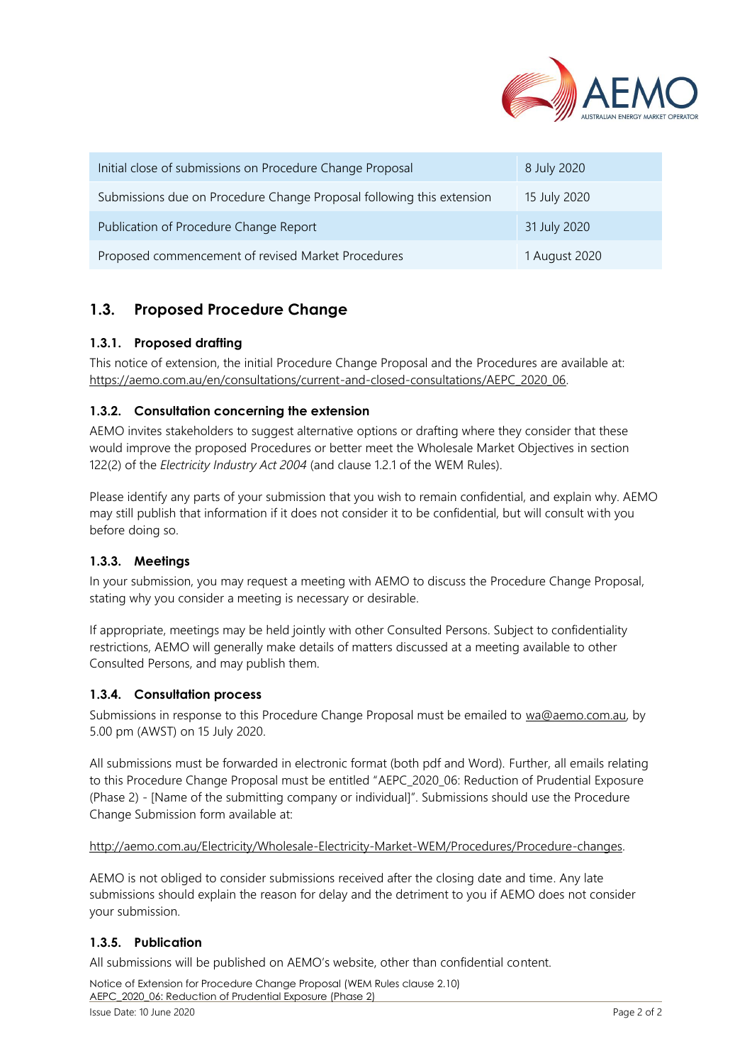| | |
|---|---|
| Initial close of submissions on Procedure Change Proposal | 8 July 2020 |
| Submissions due on Procedure Change Proposal following this extension | 15 July 2020 |
| Publication of Procedure Change Report | 31 July 2020 |
| Proposed commencement of revised Market Procedures | 1 August 2020 |

## 1.3. Proposed Procedure Change

### 1.3.1. Proposed drafting

This notice of extension, the initial Procedure Change Proposal and the Procedures are available at: https://aemo.com.au/en/consultations/current-and-closed-consultations/AEPC_2020_06.

### 1.3.2. Consultation concerning the extension

AEMO invites stakeholders to suggest alternative options or drafting where they consider that these would improve the proposed Procedures or better meet the Wholesale Market Objectives in section 122(2) of the *Electricity Industry Act 2004* (and clause 1.2.1 of the WEM Rules).

Please identify any parts of your submission that you wish to remain confidential, and explain why. AEMO may still publish that information if it does not consider it to be confidential, but will consult with you before doing so.

### 1.3.3. Meetings

In your submission, you may request a meeting with AEMO to discuss the Procedure Change Proposal, stating why you consider a meeting is necessary or desirable.

If appropriate, meetings may be held jointly with other Consulted Persons. Subject to confidentiality restrictions, AEMO will generally make details of matters discussed at a meeting available to other Consulted Persons, and may publish them.

### 1.3.4. Consultation process

Submissions in response to this Procedure Change Proposal must be emailed to wa@aemo.com.au, by 5.00 pm (AWST) on 15 July 2020.

All submissions must be forwarded in electronic format (both pdf and Word). Further, all emails relating to this Procedure Change Proposal must be entitled "AEPC_2020_06: Reduction of Prudential Exposure (Phase 2) - [Name of the submitting company or individual]". Submissions should use the Procedure Change Submission form available at:

http://aemo.com.au/Electricity/Wholesale-Electricity-Market-WEM/Procedures/Procedure-changes.

AEMO is not obliged to consider submissions received after the closing date and time. Any late submissions should explain the reason for delay and the detriment to you if AEMO does not consider your submission.

### 1.3.5. Publication

All submissions will be published on AEMO's website, other than confidential content.